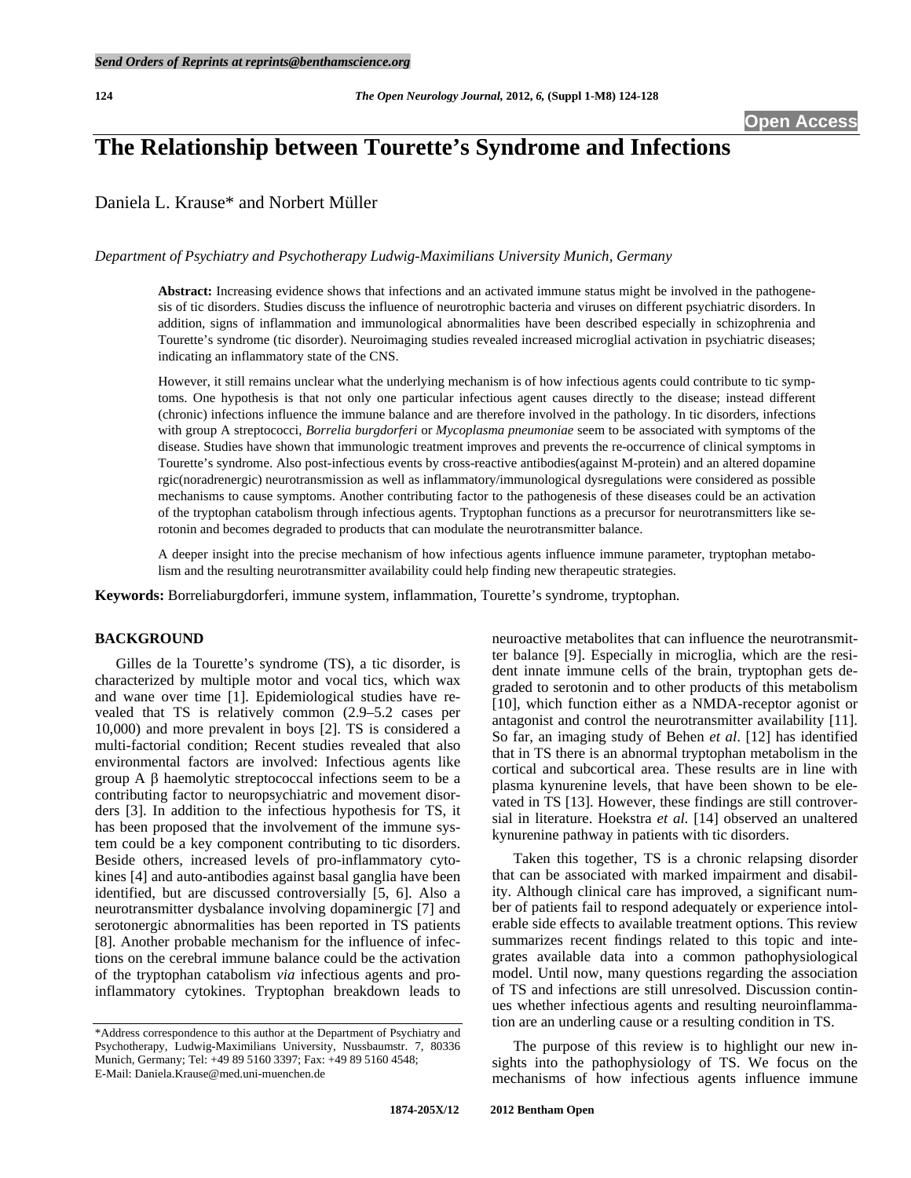Send Orders of Reprints at reprints@benthamscience.org

Open Access

# The Relationship between Tourette's Syndrome and Infections

Daniela L. Krause* and Norbert Müller

*Department of Psychiatry and Psychotherapy Ludwig-Maximilians University Munich, Germany*

**Abstract:** Increasing evidence shows that infections and an activated immune status might be involved in the pathogenesis of tic disorders. Studies discuss the influence of neurotrophic bacteria and viruses on different psychiatric disorders. In addition, signs of inflammation and immunological abnormalities have been described especially in schizophrenia and Tourette's syndrome (tic disorder). Neuroimaging studies revealed increased microglial activation in psychiatric diseases; indicating an inflammatory state of the CNS.

However, it still remains unclear what the underlying mechanism is of how infectious agents could contribute to tic symptoms. One hypothesis is that not only one particular infectious agent causes directly to the disease; instead different (chronic) infections influence the immune balance and are therefore involved in the pathology. In tic disorders, infections with group A streptococci, *Borrelia burgdorferi* or *Mycoplasma pneumoniae* seem to be associated with symptoms of the disease. Studies have shown that immunologic treatment improves and prevents the re-occurrence of clinical symptoms in Tourette's syndrome. Also post-infectious events by cross-reactive antibodies(against M-protein) and an altered dopamine rgic(noradrenergic) neurotransmission as well as inflammatory/immunological dysregulations were considered as possible mechanisms to cause symptoms. Another contributing factor to the pathogenesis of these diseases could be an activation of the tryptophan catabolism through infectious agents. Tryptophan functions as a precursor for neurotransmitters like serotonin and becomes degraded to products that can modulate the neurotransmitter balance.

A deeper insight into the precise mechanism of how infectious agents influence immune parameter, tryptophan metabolism and the resulting neurotransmitter availability could help finding new therapeutic strategies.

**Keywords:** Borreliaburgdorferi, immune system, inflammation, Tourette's syndrome, tryptophan.

## BACKGROUND

Gilles de la Tourette's syndrome (TS), a tic disorder, is characterized by multiple motor and vocal tics, which wax and wane over time [1]. Epidemiological studies have revealed that TS is relatively common (2.9–5.2 cases per 10,000) and more prevalent in boys [2]. TS is considered a multi-factorial condition; Recent studies revealed that also environmental factors are involved: Infectious agents like group A β haemolytic streptococcal infections seem to be a contributing factor to neuropsychiatric and movement disorders [3]. In addition to the infectious hypothesis for TS, it has been proposed that the involvement of the immune system could be a key component contributing to tic disorders. Beside others, increased levels of pro-inflammatory cytokines [4] and auto-antibodies against basal ganglia have been identified, but are discussed controversially [5, 6]. Also a neurotransmitter dysbalance involving dopaminergic [7] and serotonergic abnormalities has been reported in TS patients [8]. Another probable mechanism for the influence of infections on the cerebral immune balance could be the activation of the tryptophan catabolism *via* infectious agents and pro-inflammatory cytokines. Tryptophan breakdown leads to neuroactive metabolites that can influence the neurotransmitter balance [9]. Especially in microglia, which are the resident innate immune cells of the brain, tryptophan gets degraded to serotonin and to other products of this metabolism [10], which function either as a NMDA-receptor agonist or antagonist and control the neurotransmitter availability [11]. So far, an imaging study of Behen *et al*. [12] has identified that in TS there is an abnormal tryptophan metabolism in the cortical and subcortical area. These results are in line with plasma kynurenine levels, that have been shown to be elevated in TS [13]. However, these findings are still controversial in literature. Hoekstra *et al*. [14] observed an unaltered kynurenine pathway in patients with tic disorders.

Taken this together, TS is a chronic relapsing disorder that can be associated with marked impairment and disability. Although clinical care has improved, a significant number of patients fail to respond adequately or experience intolerable side effects to available treatment options. This review summarizes recent findings related to this topic and integrates available data into a common pathophysiological model. Until now, many questions regarding the association of TS and infections are still unresolved. Discussion continues whether infectious agents and resulting neuroinflammation are an underling cause or a resulting condition in TS.

The purpose of this review is to highlight our new insights into the pathophysiology of TS. We focus on the mechanisms of how infectious agents influence immune

*Address correspondence to this author at the Department of Psychiatry and Psychotherapy, Ludwig-Maximilians University, Nussbaumstr. 7, 80336 Munich, Germany; Tel: +49 89 5160 3397; Fax: +49 89 5160 4548; E-Mail: Daniela.Krause@med.uni-muenchen.de

1874-205X/12 2012 Bentham Open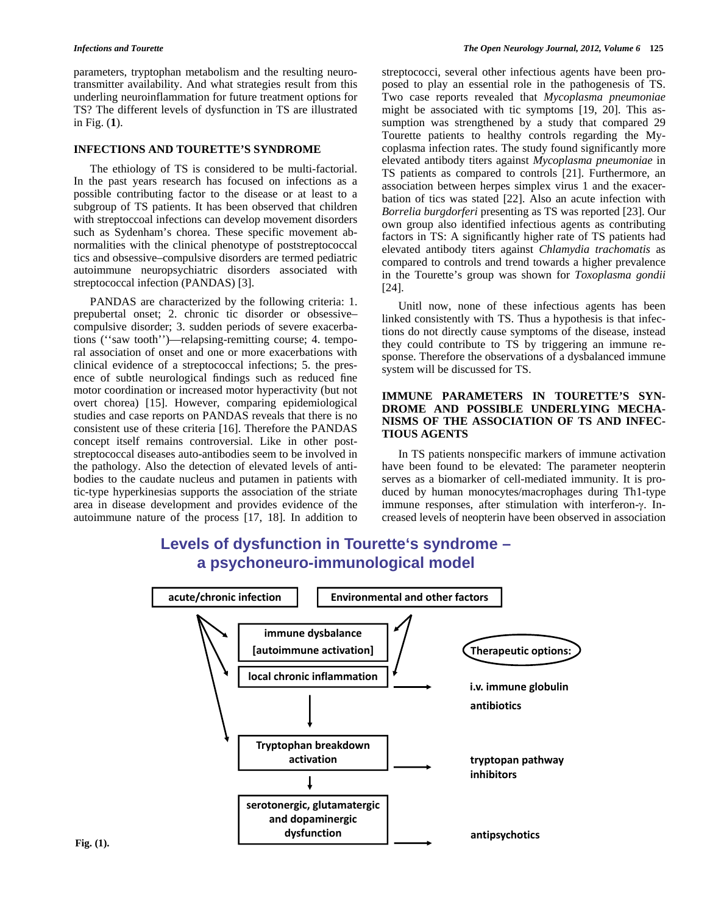parameters, tryptophan metabolism and the resulting neurotransmitter availability. And what strategies result from this underling neuroinflammation for future treatment options for TS? The different levels of dysfunction in TS are illustrated in Fig. (**1**).

## INFECTIONS AND TOURETTE'S SYNDROME

The ethiology of TS is considered to be multi-factorial. In the past years research has focused on infections as a possible contributing factor to the disease or at least to a subgroup of TS patients. It has been observed that children with streptoccoal infections can develop movement disorders such as Sydenham's chorea. These specific movement abnormalities with the clinical phenotype of poststreptococcal tics and obsessive-compulsive disorders are termed pediatric autoimmune neuropsychiatric disorders associated with streptococcal infection (PANDAS) [3].

PANDAS are characterized by the following criteria: 1. prepubertal onset; 2. chronic tic disorder or obsessive–compulsive disorder; 3. sudden periods of severe exacerbations (''saw tooth'')—relapsing-remitting course; 4. temporal association of onset and one or more exacerbations with clinical evidence of a streptococcal infections; 5. the presence of subtle neurological findings such as reduced fine motor coordination or increased motor hyperactivity (but not overt chorea) [15]. However, comparing epidemiological studies and case reports on PANDAS reveals that there is no consistent use of these criteria [16]. Therefore the PANDAS concept itself remains controversial. Like in other poststreptococcal diseases auto-antibodies seem to be involved in the pathology. Also the detection of elevated levels of antibodies to the caudate nucleus and putamen in patients with tic-type hyperkinesias supports the association of the striate area in disease development and provides evidence of the autoimmune nature of the process [17, 18]. In addition to streptococci, several other infectious agents have been proposed to play an essential role in the pathogenesis of TS. Two case reports revealed that *Mycoplasma pneumoniae* might be associated with tic symptoms [19, 20]. This assumption was strengthened by a study that compared 29 Tourette patients to healthy controls regarding the Mycoplasma infection rates. The study found significantly more elevated antibody titers against *Mycoplasma pneumoniae* in TS patients as compared to controls [21]. Furthermore, an association between herpes simplex virus 1 and the exacerbation of tics was stated [22]. Also an acute infection with *Borrelia burgdorferi* presenting as TS was reported [23]. Our own group also identified infectious agents as contributing factors in TS: A significantly higher rate of TS patients had elevated antibody titers against *Chlamydia trachomatis* as compared to controls and trend towards a higher prevalence in the Tourette's group was shown for *Toxoplasma gondii* [24].

Unitl now, none of these infectious agents has been linked consistently with TS. Thus a hypothesis is that infections do not directly cause symptoms of the disease, instead they could contribute to TS by triggering an immune response. Therefore the observations of a dysbalanced immune system will be discussed for TS.

## IMMUNE PARAMETERS IN TOURETTE'S SYNDROME AND POSSIBLE UNDERLYING MECHANISMS OF THE ASSOCIATION OF TS AND INFECTIOUS AGENTS

In TS patients nonspecific markers of immune activation have been found to be elevated: The parameter neopterin serves as a biomarker of cell-mediated immunity. It is produced by human monocytes/macrophages during Th1-type immune responses, after stimulation with interferon-$\gamma$. Increased levels of neopterin have been observed in association

**Levels of dysfunction in Tourette's syndrome – a psychoneuro-immunological model**

- acute/chronic infection → immune dysbalance [autoimmune activation]; local chronic inflammation; Tryptophan breakdown activation
- Environmental and other factors → immune dysbalance [autoimmune activation]; local chronic inflammation
- local chronic inflammation → Tryptophan breakdown activation → serotonergic, glutamatergic and dopaminergic dysfunction

Therapeutic options:
- local chronic inflammation → i.v. immune globulin, antibiotics
- Tryptophan breakdown activation → tryptopan pathway inhibitors
- serotonergic, glutamatergic and dopaminergic dysfunction → antipsychotics

**Fig. (1).**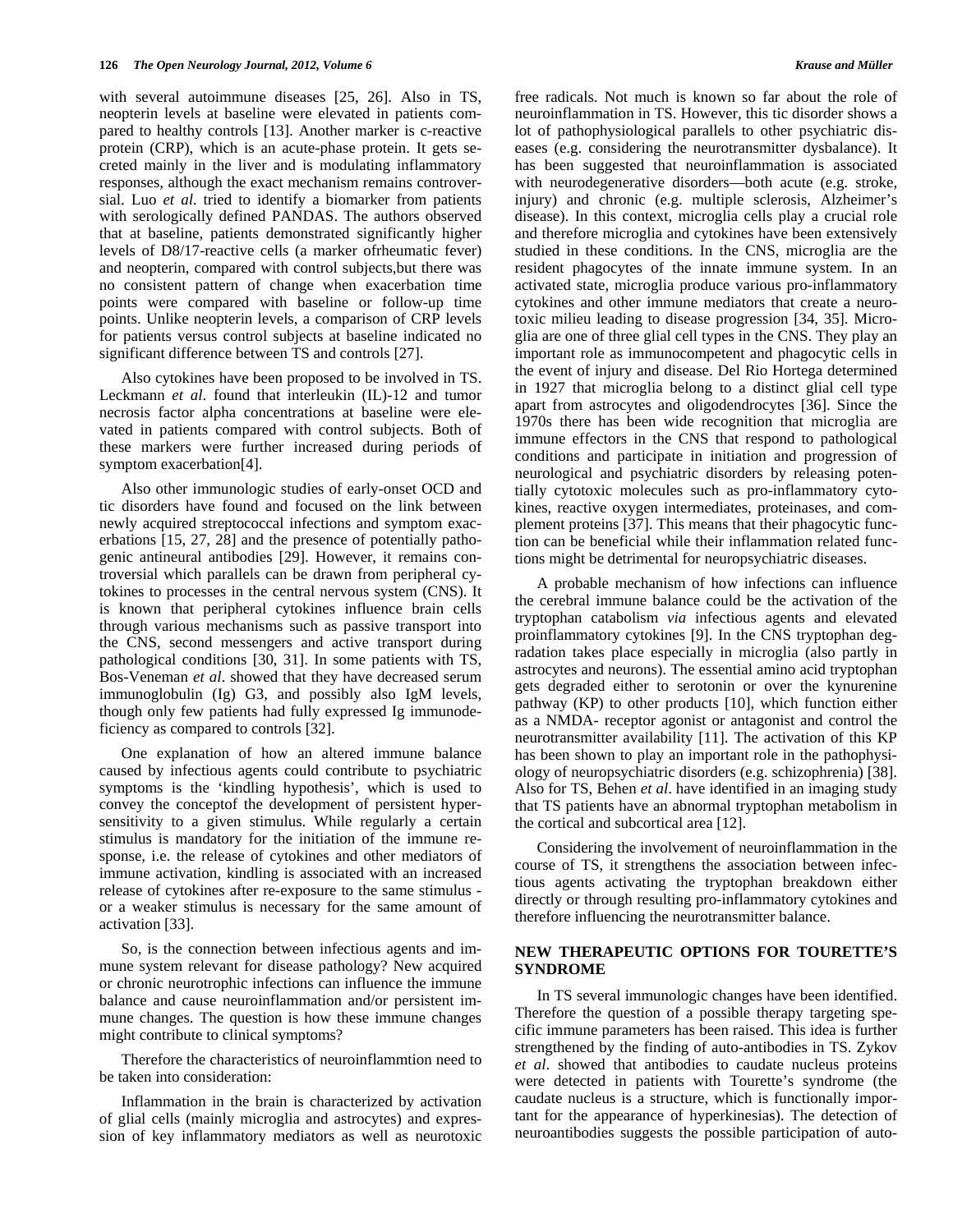with several autoimmune diseases [25, 26]. Also in TS, neopterin levels at baseline were elevated in patients compared to healthy controls [13]. Another marker is c-reactive protein (CRP), which is an acute-phase protein. It gets secreted mainly in the liver and is modulating inflammatory responses, although the exact mechanism remains controversial. Luo *et al.* tried to identify a biomarker from patients with serologically defined PANDAS. The authors observed that at baseline, patients demonstrated significantly higher levels of D8/17-reactive cells (a marker ofrheumatic fever) and neopterin, compared with control subjects,but there was no consistent pattern of change when exacerbation time points were compared with baseline or follow-up time points. Unlike neopterin levels, a comparison of CRP levels for patients versus control subjects at baseline indicated no significant difference between TS and controls [27].

Also cytokines have been proposed to be involved in TS. Leckmann *et al*. found that interleukin (IL)-12 and tumor necrosis factor alpha concentrations at baseline were elevated in patients compared with control subjects. Both of these markers were further increased during periods of symptom exacerbation[4].

Also other immunologic studies of early-onset OCD and tic disorders have found and focused on the link between newly acquired streptococcal infections and symptom exacerbations [15, 27, 28] and the presence of potentially pathogenic antineural antibodies [29]. However, it remains controversial which parallels can be drawn from peripheral cytokines to processes in the central nervous system (CNS). It is known that peripheral cytokines influence brain cells through various mechanisms such as passive transport into the CNS, second messengers and active transport during pathological conditions [30, 31]. In some patients with TS, Bos-Veneman *et al*. showed that they have decreased serum immunoglobulin (Ig) G3, and possibly also IgM levels, though only few patients had fully expressed Ig immunodeficiency as compared to controls [32].

One explanation of how an altered immune balance caused by infectious agents could contribute to psychiatric symptoms is the 'kindling hypothesis', which is used to convey the conceptof the development of persistent hypersensitivity to a given stimulus. While regularly a certain stimulus is mandatory for the initiation of the immune response, i.e. the release of cytokines and other mediators of immune activation, kindling is associated with an increased release of cytokines after re-exposure to the same stimulus - or a weaker stimulus is necessary for the same amount of activation [33].

So, is the connection between infectious agents and immune system relevant for disease pathology? New acquired or chronic neurotrophic infections can influence the immune balance and cause neuroinflammation and/or persistent immune changes. The question is how these immune changes might contribute to clinical symptoms?

Therefore the characteristics of neuroinflammtion need to be taken into consideration:

Inflammation in the brain is characterized by activation of glial cells (mainly microglia and astrocytes) and expression of key inflammatory mediators as well as neurotoxic free radicals. Not much is known so far about the role of neuroinflammation in TS. However, this tic disorder shows a lot of pathophysiological parallels to other psychiatric diseases (e.g. considering the neurotransmitter dysbalance). It has been suggested that neuroinflammation is associated with neurodegenerative disorders—both acute (e.g. stroke, injury) and chronic (e.g. multiple sclerosis, Alzheimer's disease). In this context, microglia cells play a crucial role and therefore microglia and cytokines have been extensively studied in these conditions. In the CNS, microglia are the resident phagocytes of the innate immune system. In an activated state, microglia produce various pro-inflammatory cytokines and other immune mediators that create a neurotoxic milieu leading to disease progression [34, 35]. Microglia are one of three glial cell types in the CNS. They play an important role as immunocompetent and phagocytic cells in the event of injury and disease. Del Rio Hortega determined in 1927 that microglia belong to a distinct glial cell type apart from astrocytes and oligodendrocytes [36]. Since the 1970s there has been wide recognition that microglia are immune effectors in the CNS that respond to pathological conditions and participate in initiation and progression of neurological and psychiatric disorders by releasing potentially cytotoxic molecules such as pro-inflammatory cytokines, reactive oxygen intermediates, proteinases, and complement proteins [37]. This means that their phagocytic function can be beneficial while their inflammation related functions might be detrimental for neuropsychiatric diseases.

A probable mechanism of how infections can influence the cerebral immune balance could be the activation of the tryptophan catabolism *via* infectious agents and elevated proinflammatory cytokines [9]. In the CNS tryptophan degradation takes place especially in microglia (also partly in astrocytes and neurons). The essential amino acid tryptophan gets degraded either to serotonin or over the kynurenine pathway (KP) to other products [10], which function either as a NMDA- receptor agonist or antagonist and control the neurotransmitter availability [11]. The activation of this KP has been shown to play an important role in the pathophysiology of neuropsychiatric disorders (e.g. schizophrenia) [38]. Also for TS, Behen *et al*. have identified in an imaging study that TS patients have an abnormal tryptophan metabolism in the cortical and subcortical area [12].

Considering the involvement of neuroinflammation in the course of TS, it strengthens the association between infectious agents activating the tryptophan breakdown either directly or through resulting pro-inflammatory cytokines and therefore influencing the neurotransmitter balance.

## NEW THERAPEUTIC OPTIONS FOR TOURETTE'S SYNDROME

In TS several immunologic changes have been identified. Therefore the question of a possible therapy targeting specific immune parameters has been raised. This idea is further strengthened by the finding of auto-antibodies in TS. Zykov *et al*. showed that antibodies to caudate nucleus proteins were detected in patients with Tourette's syndrome (the caudate nucleus is a structure, which is functionally important for the appearance of hyperkinesias). The detection of neuroantibodies suggests the possible participation of auto-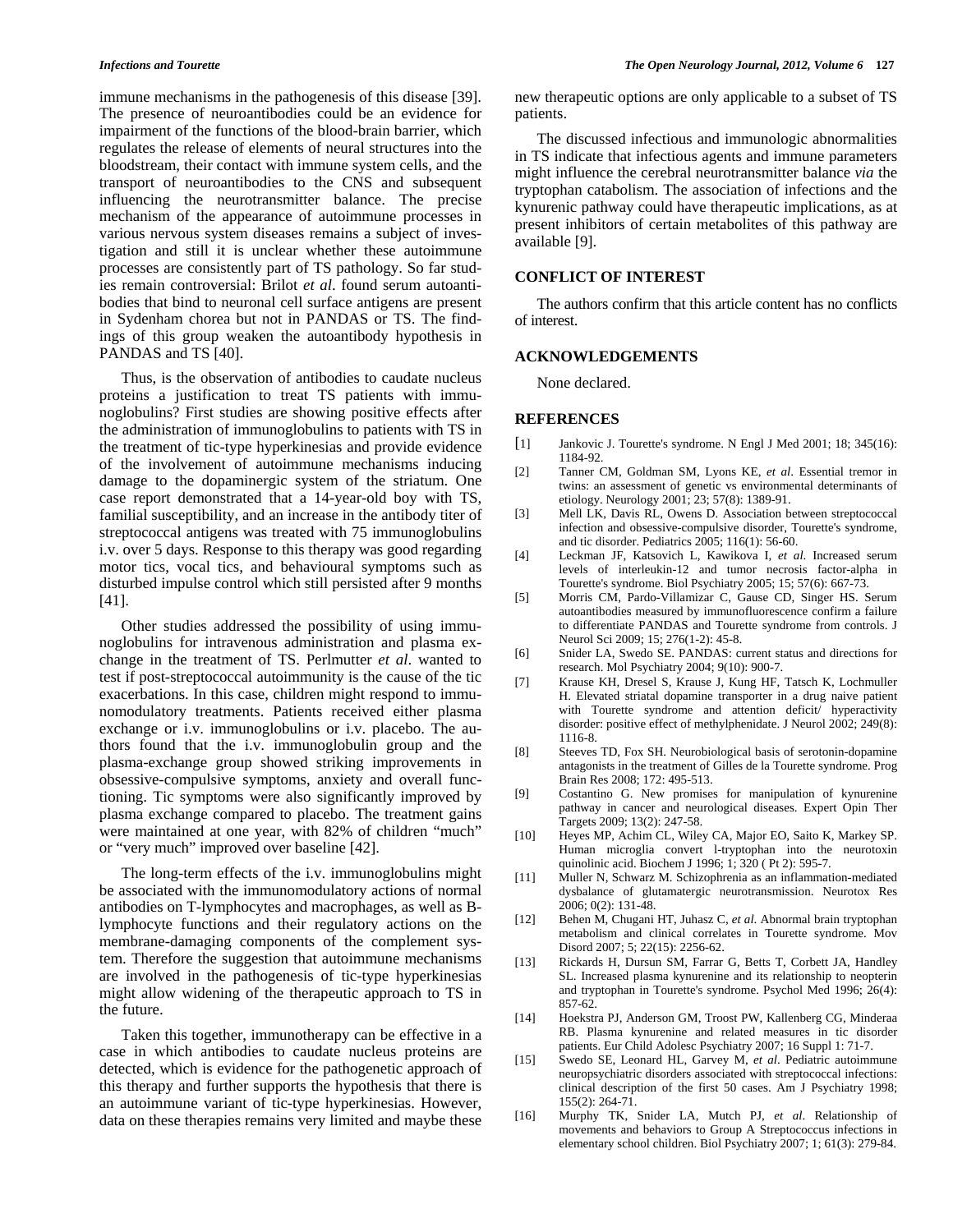immune mechanisms in the pathogenesis of this disease [39]. The presence of neuroantibodies could be an evidence for impairment of the functions of the blood-brain barrier, which regulates the release of elements of neural structures into the bloodstream, their contact with immune system cells, and the transport of neuroantibodies to the CNS and subsequent influencing the neurotransmitter balance. The precise mechanism of the appearance of autoimmune processes in various nervous system diseases remains a subject of investigation and still it is unclear whether these autoimmune processes are consistently part of TS pathology. So far studies remain controversial: Brilot *et al*. found serum autoantibodies that bind to neuronal cell surface antigens are present in Sydenham chorea but not in PANDAS or TS. The findings of this group weaken the autoantibody hypothesis in PANDAS and TS [40].

Thus, is the observation of antibodies to caudate nucleus proteins a justification to treat TS patients with immunoglobulins? First studies are showing positive effects after the administration of immunoglobulins to patients with TS in the treatment of tic-type hyperkinesias and provide evidence of the involvement of autoimmune mechanisms inducing damage to the dopaminergic system of the striatum. One case report demonstrated that a 14-year-old boy with TS, familial susceptibility, and an increase in the antibody titer of streptococcal antigens was treated with 75 immunoglobulins i.v. over 5 days. Response to this therapy was good regarding motor tics, vocal tics, and behavioural symptoms such as disturbed impulse control which still persisted after 9 months [41].

Other studies addressed the possibility of using immunoglobulins for intravenous administration and plasma exchange in the treatment of TS. Perlmutter *et al*. wanted to test if post-streptococcal autoimmunity is the cause of the tic exacerbations. In this case, children might respond to immunomodulatory treatments. Patients received either plasma exchange or i.v. immunoglobulins or i.v. placebo. The authors found that the i.v. immunoglobulin group and the plasma-exchange group showed striking improvements in obsessive-compulsive symptoms, anxiety and overall functioning. Tic symptoms were also significantly improved by plasma exchange compared to placebo. The treatment gains were maintained at one year, with 82% of children "much" or "very much" improved over baseline [42].

The long-term effects of the i.v. immunoglobulins might be associated with the immunomodulatory actions of normal antibodies on T-lymphocytes and macrophages, as well as B-lymphocyte functions and their regulatory actions on the membrane-damaging components of the complement system. Therefore the suggestion that autoimmune mechanisms are involved in the pathogenesis of tic-type hyperkinesias might allow widening of the therapeutic approach to TS in the future.

Taken this together, immunotherapy can be effective in a case in which antibodies to caudate nucleus proteins are detected, which is evidence for the pathogenetic approach of this therapy and further supports the hypothesis that there is an autoimmune variant of tic-type hyperkinesias. However, data on these therapies remains very limited and maybe these new therapeutic options are only applicable to a subset of TS patients.

The discussed infectious and immunologic abnormalities in TS indicate that infectious agents and immune parameters might influence the cerebral neurotransmitter balance *via* the tryptophan catabolism. The association of infections and the kynurenic pathway could have therapeutic implications, as at present inhibitors of certain metabolites of this pathway are available [9].

## CONFLICT OF INTEREST

The authors confirm that this article content has no conflicts of interest.

## ACKNOWLEDGEMENTS

None declared.

## REFERENCES

[1] Jankovic J. Tourette's syndrome. N Engl J Med 2001; 18; 345(16): 1184-92.

[2] Tanner CM, Goldman SM, Lyons KE, *et al*. Essential tremor in twins: an assessment of genetic vs environmental determinants of etiology. Neurology 2001; 23; 57(8): 1389-91.

[3] Mell LK, Davis RL, Owens D. Association between streptococcal infection and obsessive-compulsive disorder, Tourette's syndrome, and tic disorder. Pediatrics 2005; 116(1): 56-60.

[4] Leckman JF, Katsovich L, Kawikova I, *et al.* Increased serum levels of interleukin-12 and tumor necrosis factor-alpha in Tourette's syndrome. Biol Psychiatry 2005; 15; 57(6): 667-73.

[5] Morris CM, Pardo-Villamizar C, Gause CD, Singer HS. Serum autoantibodies measured by immunofluorescence confirm a failure to differentiate PANDAS and Tourette syndrome from controls. J Neurol Sci 2009; 15; 276(1-2): 45-8.

[6] Snider LA, Swedo SE. PANDAS: current status and directions for research. Mol Psychiatry 2004; 9(10): 900-7.

[7] Krause KH, Dresel S, Krause J, Kung HF, Tatsch K, Lochmuller H. Elevated striatal dopamine transporter in a drug naive patient with Tourette syndrome and attention deficit/ hyperactivity disorder: positive effect of methylphenidate. J Neurol 2002; 249(8): 1116-8.

[8] Steeves TD, Fox SH. Neurobiological basis of serotonin-dopamine antagonists in the treatment of Gilles de la Tourette syndrome. Prog Brain Res 2008; 172: 495-513.

[9] Costantino G. New promises for manipulation of kynurenine pathway in cancer and neurological diseases. Expert Opin Ther Targets 2009; 13(2): 247-58.

[10] Heyes MP, Achim CL, Wiley CA, Major EO, Saito K, Markey SP. Human microglia convert l-tryptophan into the neurotoxin quinolinic acid. Biochem J 1996; 1; 320 ( Pt 2): 595-7.

[11] Muller N, Schwarz M. Schizophrenia as an inflammation-mediated dysbalance of glutamatergic neurotransmission. Neurotox Res 2006; 0(2): 131-48.

[12] Behen M, Chugani HT, Juhasz C, *et al*. Abnormal brain tryptophan metabolism and clinical correlates in Tourette syndrome. Mov Disord 2007; 5; 22(15): 2256-62.

[13] Rickards H, Dursun SM, Farrar G, Betts T, Corbett JA, Handley SL. Increased plasma kynurenine and its relationship to neopterin and tryptophan in Tourette's syndrome. Psychol Med 1996; 26(4): 857-62.

[14] Hoekstra PJ, Anderson GM, Troost PW, Kallenberg CG, Minderaa RB. Plasma kynurenine and related measures in tic disorder patients. Eur Child Adolesc Psychiatry 2007; 16 Suppl 1: 71-7.

[15] Swedo SE, Leonard HL, Garvey M, *et al*. Pediatric autoimmune neuropsychiatric disorders associated with streptococcal infections: clinical description of the first 50 cases. Am J Psychiatry 1998; 155(2): 264-71.

[16] Murphy TK, Snider LA, Mutch PJ, *et al*. Relationship of movements and behaviors to Group A Streptococcus infections in elementary school children. Biol Psychiatry 2007; 1; 61(3): 279-84.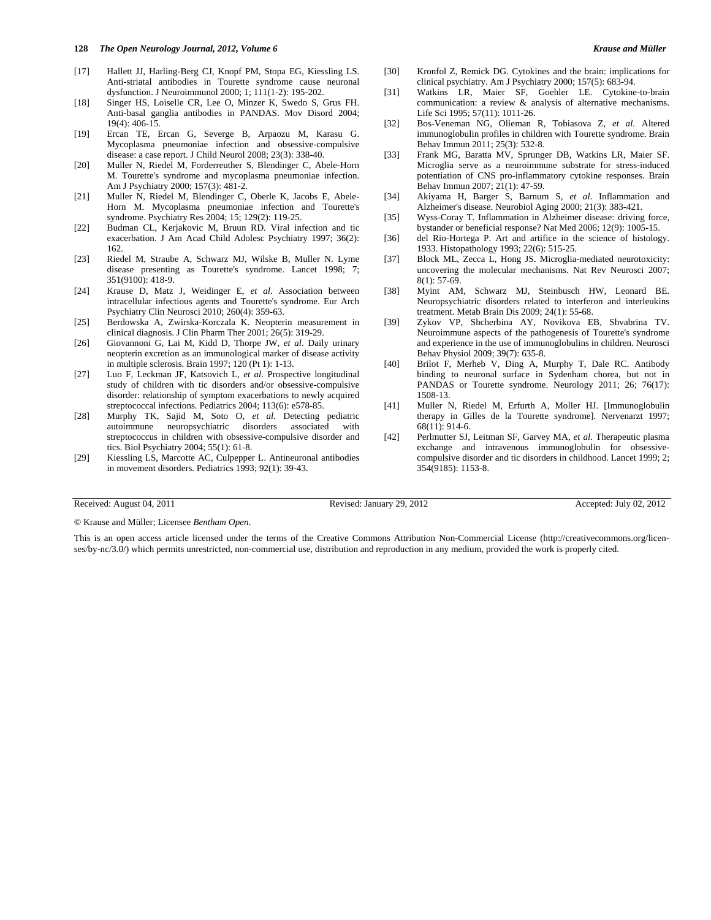[17] Hallett JJ, Harling-Berg CJ, Knopf PM, Stopa EG, Kiessling LS. Anti-striatal antibodies in Tourette syndrome cause neuronal dysfunction. J Neuroimmunol 2000; 1; 111(1-2): 195-202.

[18] Singer HS, Loiselle CR, Lee O, Minzer K, Swedo S, Grus FH. Anti-basal ganglia antibodies in PANDAS. Mov Disord 2004; 19(4): 406-15.

[19] Ercan TE, Ercan G, Severge B, Arpaozu M, Karasu G. Mycoplasma pneumoniae infection and obsessive-compulsive disease: a case report. J Child Neurol 2008; 23(3): 338-40.

[20] Muller N, Riedel M, Forderreuther S, Blendinger C, Abele-Horn M. Tourette's syndrome and mycoplasma pneumoniae infection. Am J Psychiatry 2000; 157(3): 481-2.

[21] Muller N, Riedel M, Blendinger C, Oberle K, Jacobs E, Abele-Horn M. Mycoplasma pneumoniae infection and Tourette's syndrome. Psychiatry Res 2004; 15; 129(2): 119-25.

[22] Budman CL, Kerjakovic M, Bruun RD. Viral infection and tic exacerbation. J Am Acad Child Adolesc Psychiatry 1997; 36(2): 162.

[23] Riedel M, Straube A, Schwarz MJ, Wilske B, Muller N. Lyme disease presenting as Tourette's syndrome. Lancet 1998; 7; 351(9100): 418-9.

[24] Krause D, Matz J, Weidinger E, *et al*. Association between intracellular infectious agents and Tourette's syndrome. Eur Arch Psychiatry Clin Neurosci 2010; 260(4): 359-63.

[25] Berdowska A, Zwirska-Korczala K. Neopterin measurement in clinical diagnosis. J Clin Pharm Ther 2001; 26(5): 319-29.

[26] Giovannoni G, Lai M, Kidd D, Thorpe JW, *et al*. Daily urinary neopterin excretion as an immunological marker of disease activity in multiple sclerosis. Brain 1997; 120 (Pt 1): 1-13.

[27] Luo F, Leckman JF, Katsovich L, *et al*. Prospective longitudinal study of children with tic disorders and/or obsessive-compulsive disorder: relationship of symptom exacerbations to newly acquired streptococcal infections. Pediatrics 2004; 113(6): e578-85.

[28] Murphy TK, Sajid M, Soto O, *et al*. Detecting pediatric autoimmune neuropsychiatric disorders associated with streptococcus in children with obsessive-compulsive disorder and tics. Biol Psychiatry 2004; 55(1): 61-8.

[29] Kiessling LS, Marcotte AC, Culpepper L. Antineuronal antibodies in movement disorders. Pediatrics 1993; 92(1): 39-43.

[30] Kronfol Z, Remick DG. Cytokines and the brain: implications for clinical psychiatry. Am J Psychiatry 2000; 157(5): 683-94.

[31] Watkins LR, Maier SF, Goehler LE. Cytokine-to-brain communication: a review & analysis of alternative mechanisms. Life Sci 1995; 57(11): 1011-26.

[32] Bos-Veneman NG, Olieman R, Tobiasova Z, *et al*. Altered immunoglobulin profiles in children with Tourette syndrome. Brain Behav Immun 2011; 25(3): 532-8.

[33] Frank MG, Baratta MV, Sprunger DB, Watkins LR, Maier SF. Microglia serve as a neuroimmune substrate for stress-induced potentiation of CNS pro-inflammatory cytokine responses. Brain Behav Immun 2007; 21(1): 47-59.

[34] Akiyama H, Barger S, Barnum S, *et al*. Inflammation and Alzheimer's disease. Neurobiol Aging 2000; 21(3): 383-421.

[35] Wyss-Coray T. Inflammation in Alzheimer disease: driving force, bystander or beneficial response? Nat Med 2006; 12(9): 1005-15.

[36] del Rio-Hortega P. Art and artifice in the science of histology. 1933. Histopathology 1993; 22(6): 515-25.

[37] Block ML, Zecca L, Hong JS. Microglia-mediated neurotoxicity: uncovering the molecular mechanisms. Nat Rev Neurosci 2007; 8(1): 57-69.

[38] Myint AM, Schwarz MJ, Steinbusch HW, Leonard BE. Neuropsychiatric disorders related to interferon and interleukins treatment. Metab Brain Dis 2009; 24(1): 55-68.

[39] Zykov VP, Shcherbina AY, Novikova EB, Shvabrina TV. Neuroimmune aspects of the pathogenesis of Tourette's syndrome and experience in the use of immunoglobulins in children. Neurosci Behav Physiol 2009; 39(7): 635-8.

[40] Brilot F, Merheb V, Ding A, Murphy T, Dale RC. Antibody binding to neuronal surface in Sydenham chorea, but not in PANDAS or Tourette syndrome. Neurology 2011; 26; 76(17): 1508-13.

[41] Muller N, Riedel M, Erfurth A, Moller HJ. [Immunoglobulin therapy in Gilles de la Tourette syndrome]. Nervenarzt 1997; 68(11): 914-6.

[42] Perlmutter SJ, Leitman SF, Garvey MA, *et al*. Therapeutic plasma exchange and intravenous immunoglobulin for obsessive-compulsive disorder and tic disorders in childhood. Lancet 1999; 2; 354(9185): 1153-8.

Received: August 04, 2011 Revised: January 29, 2012 Accepted: July 02, 2012

© Krause and Müller; Licensee *Bentham Open*.

This is an open access article licensed under the terms of the Creative Commons Attribution Non-Commercial License (http://creativecommons.org/licenses/by-nc/3.0/) which permits unrestricted, non-commercial use, distribution and reproduction in any medium, provided the work is properly cited.